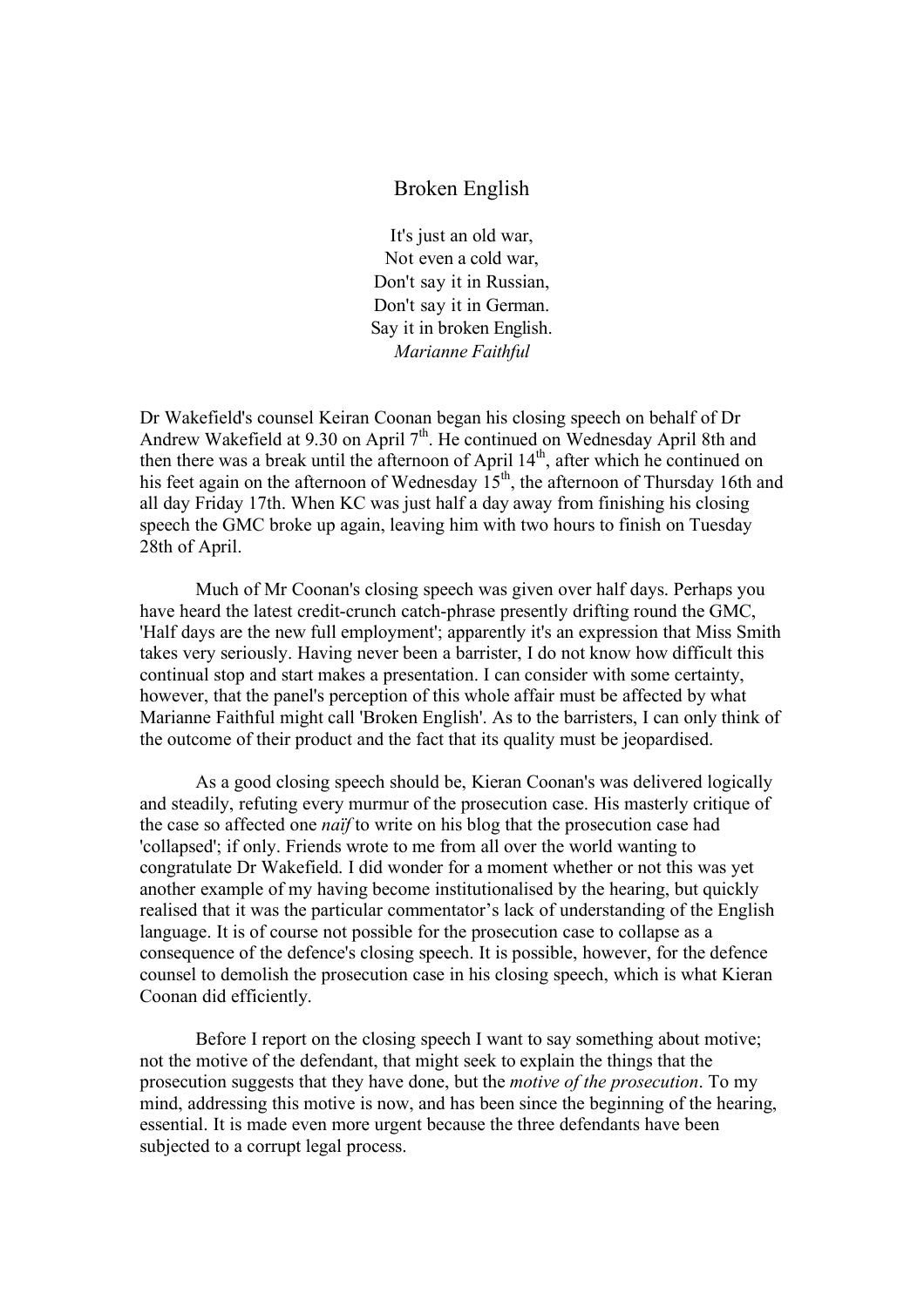# Broken English

It's just an old war,  
Not even a cold war,  
Don't say it in Russian,  
Don't say it in German.  
Say it in broken English.  
*Marianne Faithful*

Dr Wakefield's counsel Keiran Coonan began his closing speech on behalf of Dr Andrew Wakefield at 9.30 on April 7th. He continued on Wednesday April 8th and then there was a break until the afternoon of April 14th, after which he continued on his feet again on the afternoon of Wednesday 15th, the afternoon of Thursday 16th and all day Friday 17th. When KC was just half a day away from finishing his closing speech the GMC broke up again, leaving him with two hours to finish on Tuesday 28th of April.

Much of Mr Coonan's closing speech was given over half days. Perhaps you have heard the latest credit-crunch catch-phrase presently drifting round the GMC, 'Half days are the new full employment'; apparently it's an expression that Miss Smith takes very seriously. Having never been a barrister, I do not know how difficult this continual stop and start makes a presentation. I can consider with some certainty, however, that the panel's perception of this whole affair must be affected by what Marianne Faithful might call 'Broken English'. As to the barristers, I can only think of the outcome of their product and the fact that its quality must be jeopardised.

As a good closing speech should be, Kieran Coonan's was delivered logically and steadily, refuting every murmur of the prosecution case. His masterly critique of the case so affected one *naif* to write on his blog that the prosecution case had 'collapsed'; if only. Friends wrote to me from all over the world wanting to congratulate Dr Wakefield. I did wonder for a moment whether or not this was yet another example of my having become institutionalised by the hearing, but quickly realised that it was the particular commentator's lack of understanding of the English language. It is of course not possible for the prosecution case to collapse as a consequence of the defence's closing speech. It is possible, however, for the defence counsel to demolish the prosecution case in his closing speech, which is what Kieran Coonan did efficiently.

Before I report on the closing speech I want to say something about motive; not the motive of the defendant, that might seek to explain the things that the prosecution suggests that they have done, but the *motive of the prosecution*. To my mind, addressing this motive is now, and has been since the beginning of the hearing, essential. It is made even more urgent because the three defendants have been subjected to a corrupt legal process.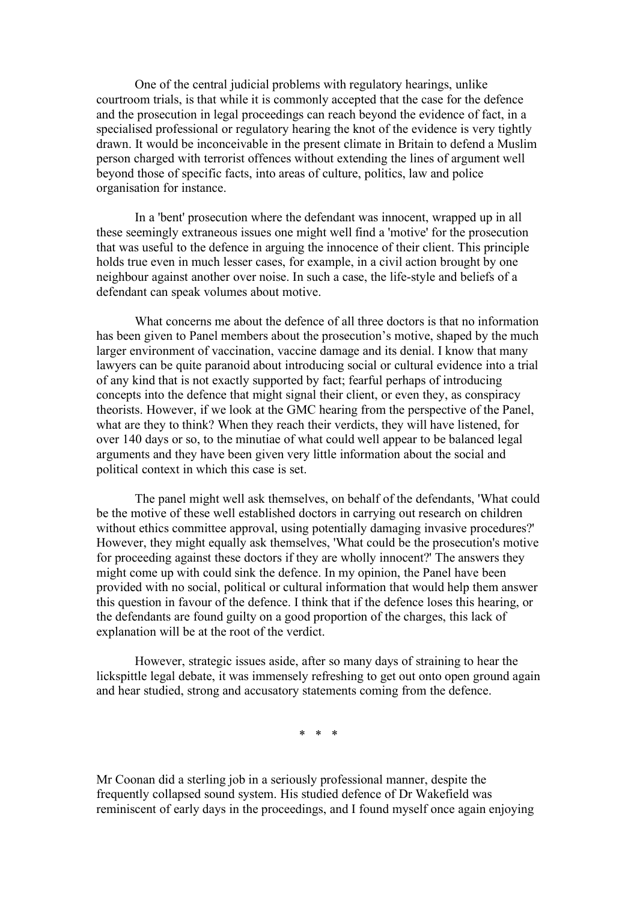One of the central judicial problems with regulatory hearings, unlike courtroom trials, is that while it is commonly accepted that the case for the defence and the prosecution in legal proceedings can reach beyond the evidence of fact, in a specialised professional or regulatory hearing the knot of the evidence is very tightly drawn. It would be inconceivable in the present climate in Britain to defend a Muslim person charged with terrorist offences without extending the lines of argument well beyond those of specific facts, into areas of culture, politics, law and police organisation for instance.

In a 'bent' prosecution where the defendant was innocent, wrapped up in all these seemingly extraneous issues one might well find a 'motive' for the prosecution that was useful to the defence in arguing the innocence of their client. This principle holds true even in much lesser cases, for example, in a civil action brought by one neighbour against another over noise. In such a case, the life-style and beliefs of a defendant can speak volumes about motive.

What concerns me about the defence of all three doctors is that no information has been given to Panel members about the prosecution's motive, shaped by the much larger environment of vaccination, vaccine damage and its denial. I know that many lawyers can be quite paranoid about introducing social or cultural evidence into a trial of any kind that is not exactly supported by fact; fearful perhaps of introducing concepts into the defence that might signal their client, or even they, as conspiracy theorists. However, if we look at the GMC hearing from the perspective of the Panel, what are they to think? When they reach their verdicts, they will have listened, for over 140 days or so, to the minutiae of what could well appear to be balanced legal arguments and they have been given very little information about the social and political context in which this case is set.

The panel might well ask themselves, on behalf of the defendants, 'What could be the motive of these well established doctors in carrying out research on children without ethics committee approval, using potentially damaging invasive procedures?' However, they might equally ask themselves, 'What could be the prosecution's motive for proceeding against these doctors if they are wholly innocent?' The answers they might come up with could sink the defence. In my opinion, the Panel have been provided with no social, political or cultural information that would help them answer this question in favour of the defence. I think that if the defence loses this hearing, or the defendants are found guilty on a good proportion of the charges, this lack of explanation will be at the root of the verdict.

However, strategic issues aside, after so many days of straining to hear the lickspittle legal debate, it was immensely refreshing to get out onto open ground again and hear studied, strong and accusatory statements coming from the defence.

\* \* \*

Mr Coonan did a sterling job in a seriously professional manner, despite the frequently collapsed sound system. His studied defence of Dr Wakefield was reminiscent of early days in the proceedings, and I found myself once again enjoying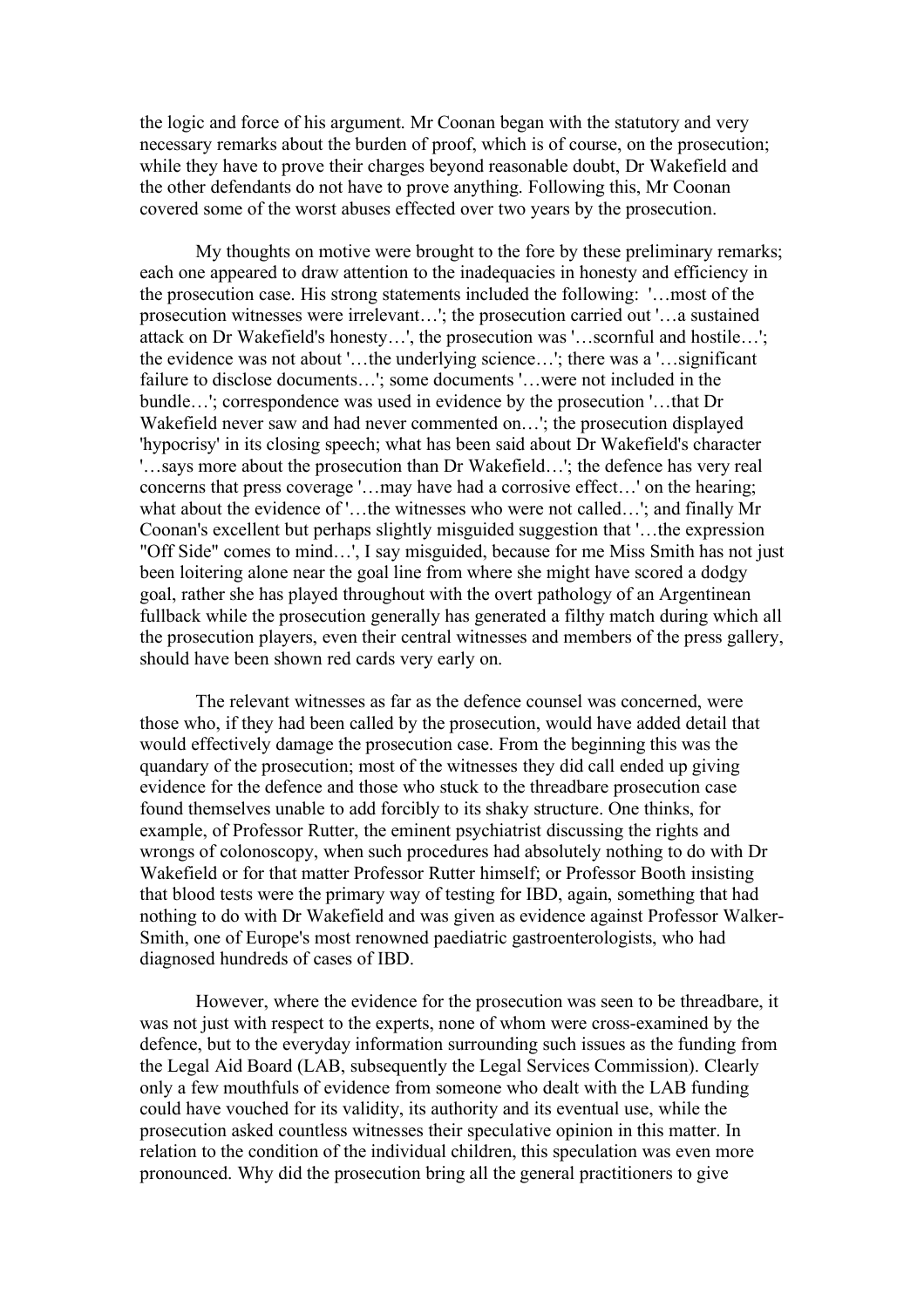the logic and force of his argument. Mr Coonan began with the statutory and very necessary remarks about the burden of proof, which is of course, on the prosecution; while they have to prove their charges beyond reasonable doubt, Dr Wakefield and the other defendants do not have to prove anything. Following this, Mr Coonan covered some of the worst abuses effected over two years by the prosecution.

My thoughts on motive were brought to the fore by these preliminary remarks; each one appeared to draw attention to the inadequacies in honesty and efficiency in the prosecution case. His strong statements included the following: '…most of the prosecution witnesses were irrelevant…'; the prosecution carried out '…a sustained attack on Dr Wakefield's honesty…', the prosecution was '…scornful and hostile…'; the evidence was not about '…the underlying science…'; there was a '…significant failure to disclose documents…'; some documents '…were not included in the bundle…'; correspondence was used in evidence by the prosecution '…that Dr Wakefield never saw and had never commented on…'; the prosecution displayed 'hypocrisy' in its closing speech; what has been said about Dr Wakefield's character '…says more about the prosecution than Dr Wakefield…'; the defence has very real concerns that press coverage '…may have had a corrosive effect…' on the hearing; what about the evidence of '…the witnesses who were not called…'; and finally Mr Coonan's excellent but perhaps slightly misguided suggestion that '…the expression "Off Side" comes to mind…', I say misguided, because for me Miss Smith has not just been loitering alone near the goal line from where she might have scored a dodgy goal, rather she has played throughout with the overt pathology of an Argentinean fullback while the prosecution generally has generated a filthy match during which all the prosecution players, even their central witnesses and members of the press gallery, should have been shown red cards very early on.

The relevant witnesses as far as the defence counsel was concerned, were those who, if they had been called by the prosecution, would have added detail that would effectively damage the prosecution case. From the beginning this was the quandary of the prosecution; most of the witnesses they did call ended up giving evidence for the defence and those who stuck to the threadbare prosecution case found themselves unable to add forcibly to its shaky structure. One thinks, for example, of Professor Rutter, the eminent psychiatrist discussing the rights and wrongs of colonoscopy, when such procedures had absolutely nothing to do with Dr Wakefield or for that matter Professor Rutter himself; or Professor Booth insisting that blood tests were the primary way of testing for IBD, again, something that had nothing to do with Dr Wakefield and was given as evidence against Professor Walker-Smith, one of Europe's most renowned paediatric gastroenterologists, who had diagnosed hundreds of cases of IBD.

However, where the evidence for the prosecution was seen to be threadbare, it was not just with respect to the experts, none of whom were cross-examined by the defence, but to the everyday information surrounding such issues as the funding from the Legal Aid Board (LAB, subsequently the Legal Services Commission). Clearly only a few mouthfuls of evidence from someone who dealt with the LAB funding could have vouched for its validity, its authority and its eventual use, while the prosecution asked countless witnesses their speculative opinion in this matter. In relation to the condition of the individual children, this speculation was even more pronounced. Why did the prosecution bring all the general practitioners to give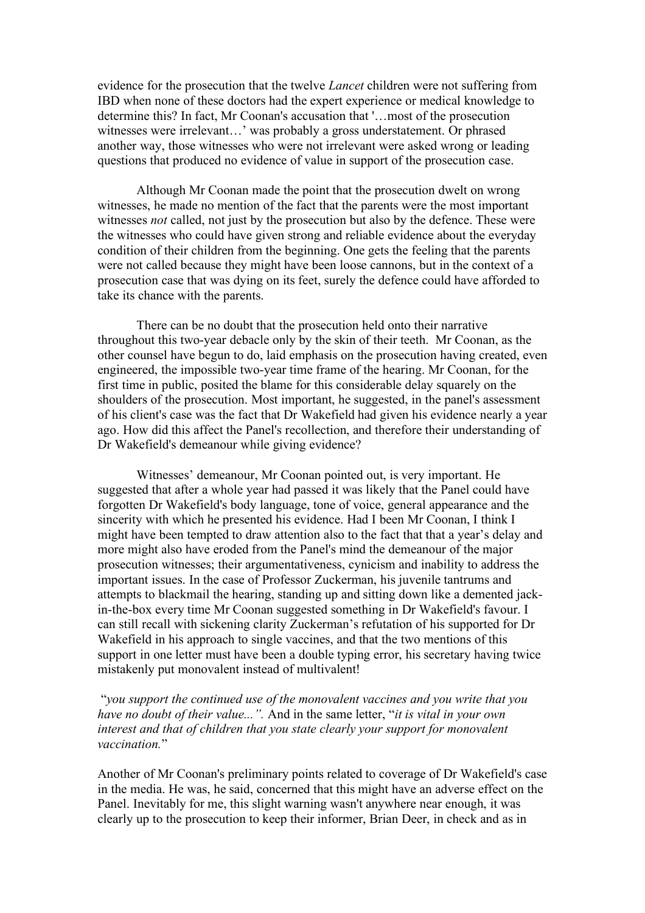evidence for the prosecution that the twelve *Lancet* children were not suffering from IBD when none of these doctors had the expert experience or medical knowledge to determine this? In fact, Mr Coonan's accusation that '…most of the prosecution witnesses were irrelevant…' was probably a gross understatement. Or phrased another way, those witnesses who were not irrelevant were asked wrong or leading questions that produced no evidence of value in support of the prosecution case.

Although Mr Coonan made the point that the prosecution dwelt on wrong witnesses, he made no mention of the fact that the parents were the most important witnesses *not* called, not just by the prosecution but also by the defence. These were the witnesses who could have given strong and reliable evidence about the everyday condition of their children from the beginning. One gets the feeling that the parents were not called because they might have been loose cannons, but in the context of a prosecution case that was dying on its feet, surely the defence could have afforded to take its chance with the parents.

There can be no doubt that the prosecution held onto their narrative throughout this two-year debacle only by the skin of their teeth. Mr Coonan, as the other counsel have begun to do, laid emphasis on the prosecution having created, even engineered, the impossible two-year time frame of the hearing. Mr Coonan, for the first time in public, posited the blame for this considerable delay squarely on the shoulders of the prosecution. Most important, he suggested, in the panel's assessment of his client's case was the fact that Dr Wakefield had given his evidence nearly a year ago. How did this affect the Panel's recollection, and therefore their understanding of Dr Wakefield's demeanour while giving evidence?

Witnesses' demeanour, Mr Coonan pointed out, is very important. He suggested that after a whole year had passed it was likely that the Panel could have forgotten Dr Wakefield's body language, tone of voice, general appearance and the sincerity with which he presented his evidence. Had I been Mr Coonan, I think I might have been tempted to draw attention also to the fact that that a year's delay and more might also have eroded from the Panel's mind the demeanour of the major prosecution witnesses; their argumentativeness, cynicism and inability to address the important issues. In the case of Professor Zuckerman, his juvenile tantrums and attempts to blackmail the hearing, standing up and sitting down like a demented jack-in-the-box every time Mr Coonan suggested something in Dr Wakefield's favour. I can still recall with sickening clarity Zuckerman's refutation of his supported for Dr Wakefield in his approach to single vaccines, and that the two mentions of this support in one letter must have been a double typing error, his secretary having twice mistakenly put monovalent instead of multivalent!

"*you support the continued use of the monovalent vaccines and you write that you have no doubt of their value...".* And in the same letter, "*it is vital in your own interest and that of children that you state clearly your support for monovalent vaccination.*"

Another of Mr Coonan's preliminary points related to coverage of Dr Wakefield's case in the media. He was, he said, concerned that this might have an adverse effect on the Panel. Inevitably for me, this slight warning wasn't anywhere near enough, it was clearly up to the prosecution to keep their informer, Brian Deer, in check and as in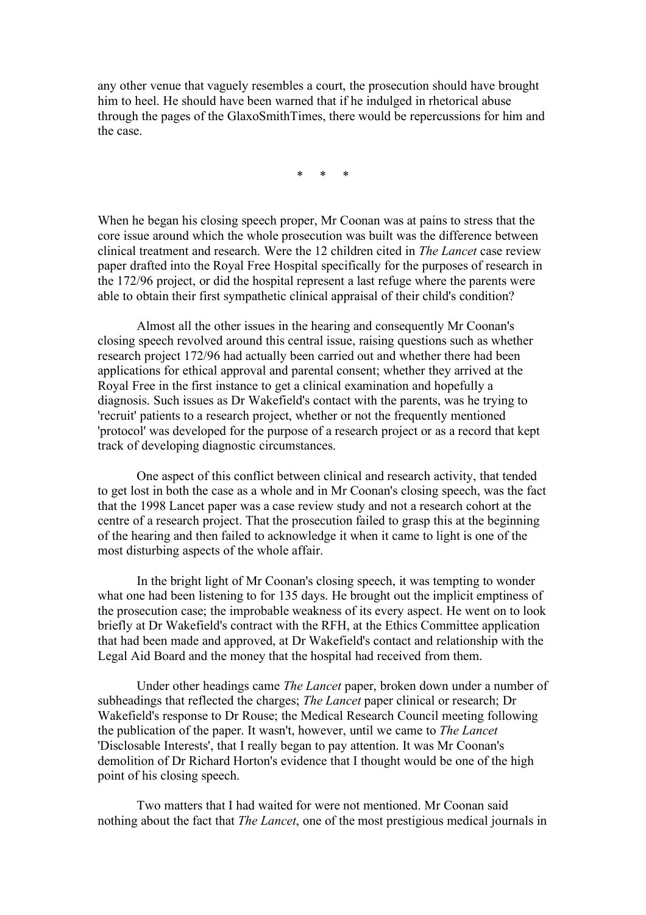any other venue that vaguely resembles a court, the prosecution should have brought him to heel. He should have been warned that if he indulged in rhetorical abuse through the pages of the GlaxoSmithTimes, there would be repercussions for him and the case.

\*   \*   \*

When he began his closing speech proper, Mr Coonan was at pains to stress that the core issue around which the whole prosecution was built was the difference between clinical treatment and research. Were the 12 children cited in *The Lancet* case review paper drafted into the Royal Free Hospital specifically for the purposes of research in the 172/96 project, or did the hospital represent a last refuge where the parents were able to obtain their first sympathetic clinical appraisal of their child's condition?

Almost all the other issues in the hearing and consequently Mr Coonan's closing speech revolved around this central issue, raising questions such as whether research project 172/96 had actually been carried out and whether there had been applications for ethical approval and parental consent; whether they arrived at the Royal Free in the first instance to get a clinical examination and hopefully a diagnosis. Such issues as Dr Wakefield's contact with the parents, was he trying to 'recruit' patients to a research project, whether or not the frequently mentioned 'protocol' was developed for the purpose of a research project or as a record that kept track of developing diagnostic circumstances.

One aspect of this conflict between clinical and research activity, that tended to get lost in both the case as a whole and in Mr Coonan's closing speech, was the fact that the 1998 Lancet paper was a case review study and not a research cohort at the centre of a research project. That the prosecution failed to grasp this at the beginning of the hearing and then failed to acknowledge it when it came to light is one of the most disturbing aspects of the whole affair.

In the bright light of Mr Coonan's closing speech, it was tempting to wonder what one had been listening to for 135 days. He brought out the implicit emptiness of the prosecution case; the improbable weakness of its every aspect. He went on to look briefly at Dr Wakefield's contract with the RFH, at the Ethics Committee application that had been made and approved, at Dr Wakefield's contact and relationship with the Legal Aid Board and the money that the hospital had received from them.

Under other headings came *The Lancet* paper, broken down under a number of subheadings that reflected the charges; *The Lancet* paper clinical or research; Dr Wakefield's response to Dr Rouse; the Medical Research Council meeting following the publication of the paper. It wasn't, however, until we came to *The Lancet* 'Disclosable Interests', that I really began to pay attention. It was Mr Coonan's demolition of Dr Richard Horton's evidence that I thought would be one of the high point of his closing speech.

Two matters that I had waited for were not mentioned. Mr Coonan said nothing about the fact that *The Lancet*, one of the most prestigious medical journals in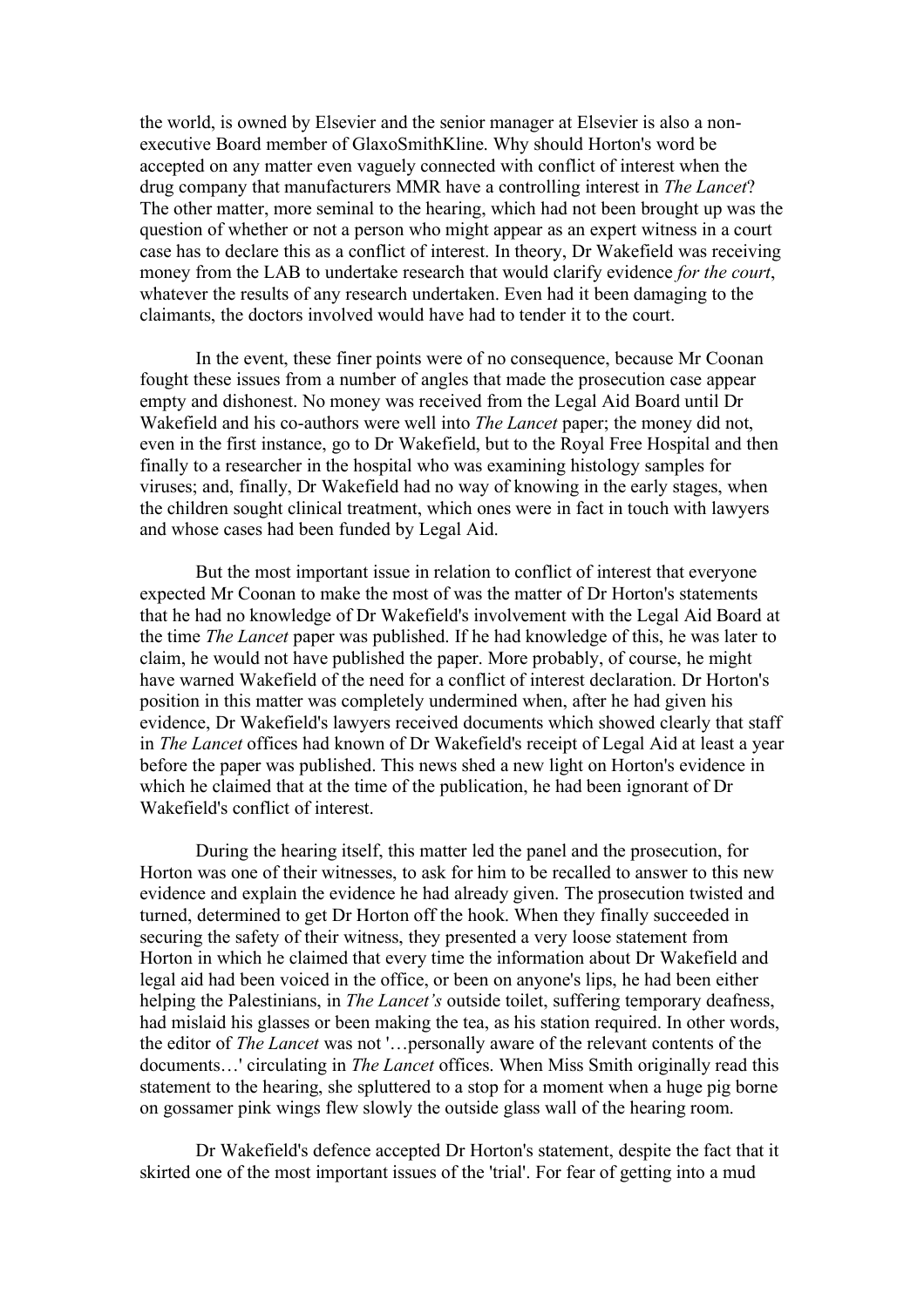the world, is owned by Elsevier and the senior manager at Elsevier is also a non-executive Board member of GlaxoSmithKline. Why should Horton's word be accepted on any matter even vaguely connected with conflict of interest when the drug company that manufacturers MMR have a controlling interest in *The Lancet*? The other matter, more seminal to the hearing, which had not been brought up was the question of whether or not a person who might appear as an expert witness in a court case has to declare this as a conflict of interest. In theory, Dr Wakefield was receiving money from the LAB to undertake research that would clarify evidence *for the court*, whatever the results of any research undertaken. Even had it been damaging to the claimants, the doctors involved would have had to tender it to the court.

In the event, these finer points were of no consequence, because Mr Coonan fought these issues from a number of angles that made the prosecution case appear empty and dishonest. No money was received from the Legal Aid Board until Dr Wakefield and his co-authors were well into *The Lancet* paper; the money did not, even in the first instance, go to Dr Wakefield, but to the Royal Free Hospital and then finally to a researcher in the hospital who was examining histology samples for viruses; and, finally, Dr Wakefield had no way of knowing in the early stages, when the children sought clinical treatment, which ones were in fact in touch with lawyers and whose cases had been funded by Legal Aid.

But the most important issue in relation to conflict of interest that everyone expected Mr Coonan to make the most of was the matter of Dr Horton's statements that he had no knowledge of Dr Wakefield's involvement with the Legal Aid Board at the time *The Lancet* paper was published. If he had knowledge of this, he was later to claim, he would not have published the paper. More probably, of course, he might have warned Wakefield of the need for a conflict of interest declaration. Dr Horton's position in this matter was completely undermined when, after he had given his evidence, Dr Wakefield's lawyers received documents which showed clearly that staff in *The Lancet* offices had known of Dr Wakefield's receipt of Legal Aid at least a year before the paper was published. This news shed a new light on Horton's evidence in which he claimed that at the time of the publication, he had been ignorant of Dr Wakefield's conflict of interest.

During the hearing itself, this matter led the panel and the prosecution, for Horton was one of their witnesses, to ask for him to be recalled to answer to this new evidence and explain the evidence he had already given. The prosecution twisted and turned, determined to get Dr Horton off the hook. When they finally succeeded in securing the safety of their witness, they presented a very loose statement from Horton in which he claimed that every time the information about Dr Wakefield and legal aid had been voiced in the office, or been on anyone's lips, he had been either helping the Palestinians, in *The Lancet's* outside toilet, suffering temporary deafness, had mislaid his glasses or been making the tea, as his station required. In other words, the editor of *The Lancet* was not '…personally aware of the relevant contents of the documents…' circulating in *The Lancet* offices. When Miss Smith originally read this statement to the hearing, she spluttered to a stop for a moment when a huge pig borne on gossamer pink wings flew slowly the outside glass wall of the hearing room.

Dr Wakefield's defence accepted Dr Horton's statement, despite the fact that it skirted one of the most important issues of the 'trial'. For fear of getting into a mud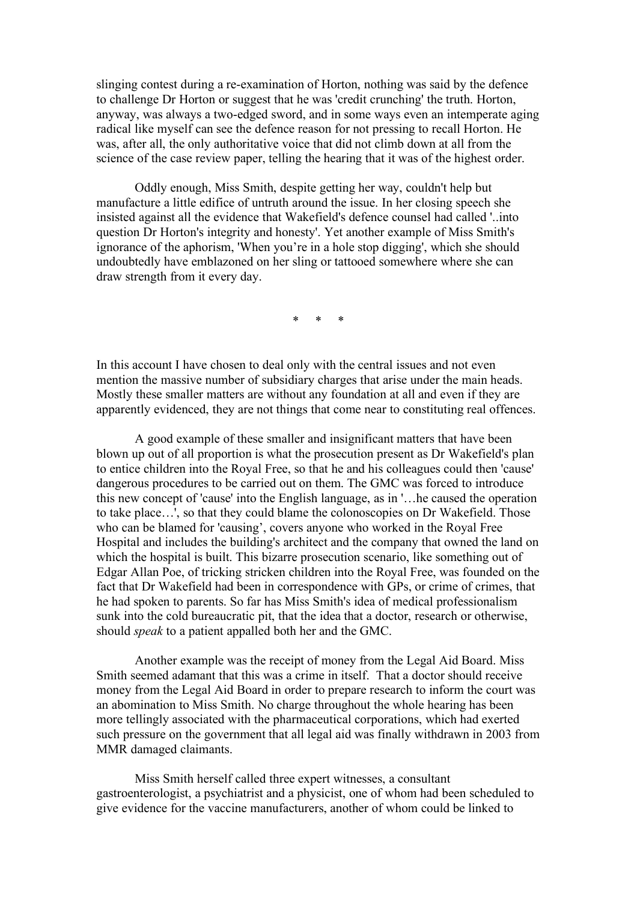slinging contest during a re-examination of Horton, nothing was said by the defence to challenge Dr Horton or suggest that he was 'credit crunching' the truth. Horton, anyway, was always a two-edged sword, and in some ways even an intemperate aging radical like myself can see the defence reason for not pressing to recall Horton. He was, after all, the only authoritative voice that did not climb down at all from the science of the case review paper, telling the hearing that it was of the highest order.

Oddly enough, Miss Smith, despite getting her way, couldn't help but manufacture a little edifice of untruth around the issue. In her closing speech she insisted against all the evidence that Wakefield's defence counsel had called '..into question Dr Horton's integrity and honesty'. Yet another example of Miss Smith's ignorance of the aphorism, 'When you're in a hole stop digging', which she should undoubtedly have emblazoned on her sling or tattooed somewhere where she can draw strength from it every day.

\* \* \*

In this account I have chosen to deal only with the central issues and not even mention the massive number of subsidiary charges that arise under the main heads. Mostly these smaller matters are without any foundation at all and even if they are apparently evidenced, they are not things that come near to constituting real offences.

A good example of these smaller and insignificant matters that have been blown up out of all proportion is what the prosecution present as Dr Wakefield's plan to entice children into the Royal Free, so that he and his colleagues could then 'cause' dangerous procedures to be carried out on them. The GMC was forced to introduce this new concept of 'cause' into the English language, as in '…he caused the operation to take place…', so that they could blame the colonoscopies on Dr Wakefield. Those who can be blamed for 'causing', covers anyone who worked in the Royal Free Hospital and includes the building's architect and the company that owned the land on which the hospital is built. This bizarre prosecution scenario, like something out of Edgar Allan Poe, of tricking stricken children into the Royal Free, was founded on the fact that Dr Wakefield had been in correspondence with GPs, or crime of crimes, that he had spoken to parents. So far has Miss Smith's idea of medical professionalism sunk into the cold bureaucratic pit, that the idea that a doctor, research or otherwise, should *speak* to a patient appalled both her and the GMC.

Another example was the receipt of money from the Legal Aid Board. Miss Smith seemed adamant that this was a crime in itself. That a doctor should receive money from the Legal Aid Board in order to prepare research to inform the court was an abomination to Miss Smith. No charge throughout the whole hearing has been more tellingly associated with the pharmaceutical corporations, which had exerted such pressure on the government that all legal aid was finally withdrawn in 2003 from MMR damaged claimants.

Miss Smith herself called three expert witnesses, a consultant gastroenterologist, a psychiatrist and a physicist, one of whom had been scheduled to give evidence for the vaccine manufacturers, another of whom could be linked to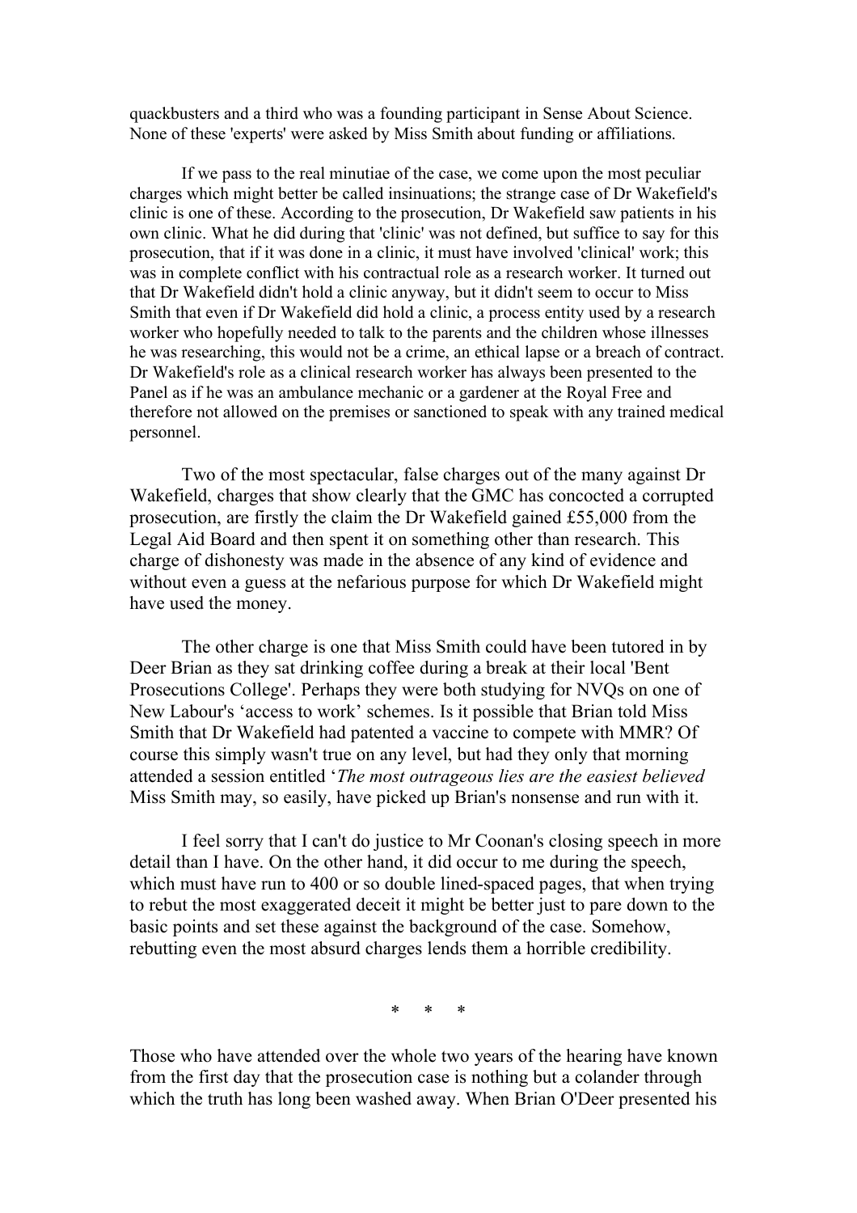quackbusters and a third who was a founding participant in Sense About Science. None of these 'experts' were asked by Miss Smith about funding or affiliations.

If we pass to the real minutiae of the case, we come upon the most peculiar charges which might better be called insinuations; the strange case of Dr Wakefield's clinic is one of these. According to the prosecution, Dr Wakefield saw patients in his own clinic. What he did during that 'clinic' was not defined, but suffice to say for this prosecution, that if it was done in a clinic, it must have involved 'clinical' work; this was in complete conflict with his contractual role as a research worker. It turned out that Dr Wakefield didn't hold a clinic anyway, but it didn't seem to occur to Miss Smith that even if Dr Wakefield did hold a clinic, a process entity used by a research worker who hopefully needed to talk to the parents and the children whose illnesses he was researching, this would not be a crime, an ethical lapse or a breach of contract. Dr Wakefield's role as a clinical research worker has always been presented to the Panel as if he was an ambulance mechanic or a gardener at the Royal Free and therefore not allowed on the premises or sanctioned to speak with any trained medical personnel.

Two of the most spectacular, false charges out of the many against Dr Wakefield, charges that show clearly that the GMC has concocted a corrupted prosecution, are firstly the claim the Dr Wakefield gained £55,000 from the Legal Aid Board and then spent it on something other than research. This charge of dishonesty was made in the absence of any kind of evidence and without even a guess at the nefarious purpose for which Dr Wakefield might have used the money.

The other charge is one that Miss Smith could have been tutored in by Deer Brian as they sat drinking coffee during a break at their local 'Bent Prosecutions College'. Perhaps they were both studying for NVQs on one of New Labour's 'access to work' schemes. Is it possible that Brian told Miss Smith that Dr Wakefield had patented a vaccine to compete with MMR? Of course this simply wasn't true on any level, but had they only that morning attended a session entitled '*The most outrageous lies are the easiest believed* Miss Smith may, so easily, have picked up Brian's nonsense and run with it.

I feel sorry that I can't do justice to Mr Coonan's closing speech in more detail than I have. On the other hand, it did occur to me during the speech, which must have run to 400 or so double lined-spaced pages, that when trying to rebut the most exaggerated deceit it might be better just to pare down to the basic points and set these against the background of the case. Somehow, rebutting even the most absurd charges lends them a horrible credibility.

\* \* \*

Those who have attended over the whole two years of the hearing have known from the first day that the prosecution case is nothing but a colander through which the truth has long been washed away. When Brian O'Deer presented his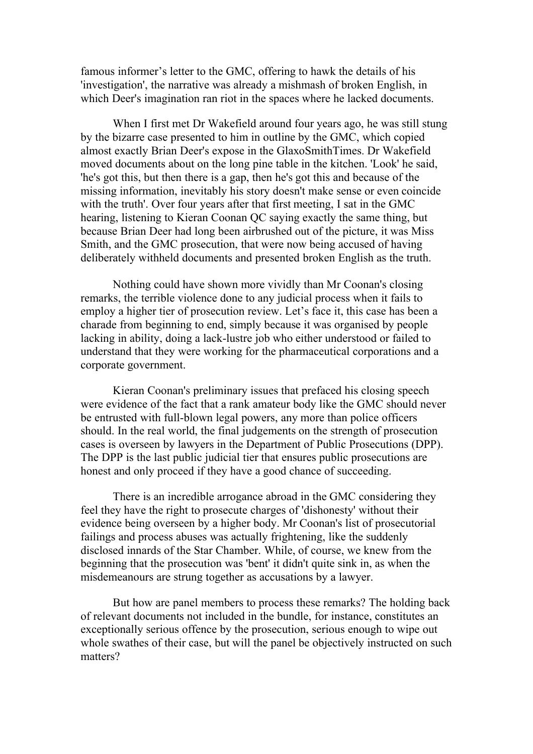famous informer's letter to the GMC, offering to hawk the details of his 'investigation', the narrative was already a mishmash of broken English, in which Deer's imagination ran riot in the spaces where he lacked documents.

When I first met Dr Wakefield around four years ago, he was still stung by the bizarre case presented to him in outline by the GMC, which copied almost exactly Brian Deer's expose in the GlaxoSmithTimes. Dr Wakefield moved documents about on the long pine table in the kitchen. 'Look' he said, 'he's got this, but then there is a gap, then he's got this and because of the missing information, inevitably his story doesn't make sense or even coincide with the truth'. Over four years after that first meeting, I sat in the GMC hearing, listening to Kieran Coonan QC saying exactly the same thing, but because Brian Deer had long been airbrushed out of the picture, it was Miss Smith, and the GMC prosecution, that were now being accused of having deliberately withheld documents and presented broken English as the truth.

Nothing could have shown more vividly than Mr Coonan's closing remarks, the terrible violence done to any judicial process when it fails to employ a higher tier of prosecution review. Let's face it, this case has been a charade from beginning to end, simply because it was organised by people lacking in ability, doing a lack-lustre job who either understood or failed to understand that they were working for the pharmaceutical corporations and a corporate government.

Kieran Coonan's preliminary issues that prefaced his closing speech were evidence of the fact that a rank amateur body like the GMC should never be entrusted with full-blown legal powers, any more than police officers should. In the real world, the final judgements on the strength of prosecution cases is overseen by lawyers in the Department of Public Prosecutions (DPP). The DPP is the last public judicial tier that ensures public prosecutions are honest and only proceed if they have a good chance of succeeding.

There is an incredible arrogance abroad in the GMC considering they feel they have the right to prosecute charges of 'dishonesty' without their evidence being overseen by a higher body. Mr Coonan's list of prosecutorial failings and process abuses was actually frightening, like the suddenly disclosed innards of the Star Chamber. While, of course, we knew from the beginning that the prosecution was 'bent' it didn't quite sink in, as when the misdemeanours are strung together as accusations by a lawyer.

But how are panel members to process these remarks? The holding back of relevant documents not included in the bundle, for instance, constitutes an exceptionally serious offence by the prosecution, serious enough to wipe out whole swathes of their case, but will the panel be objectively instructed on such matters?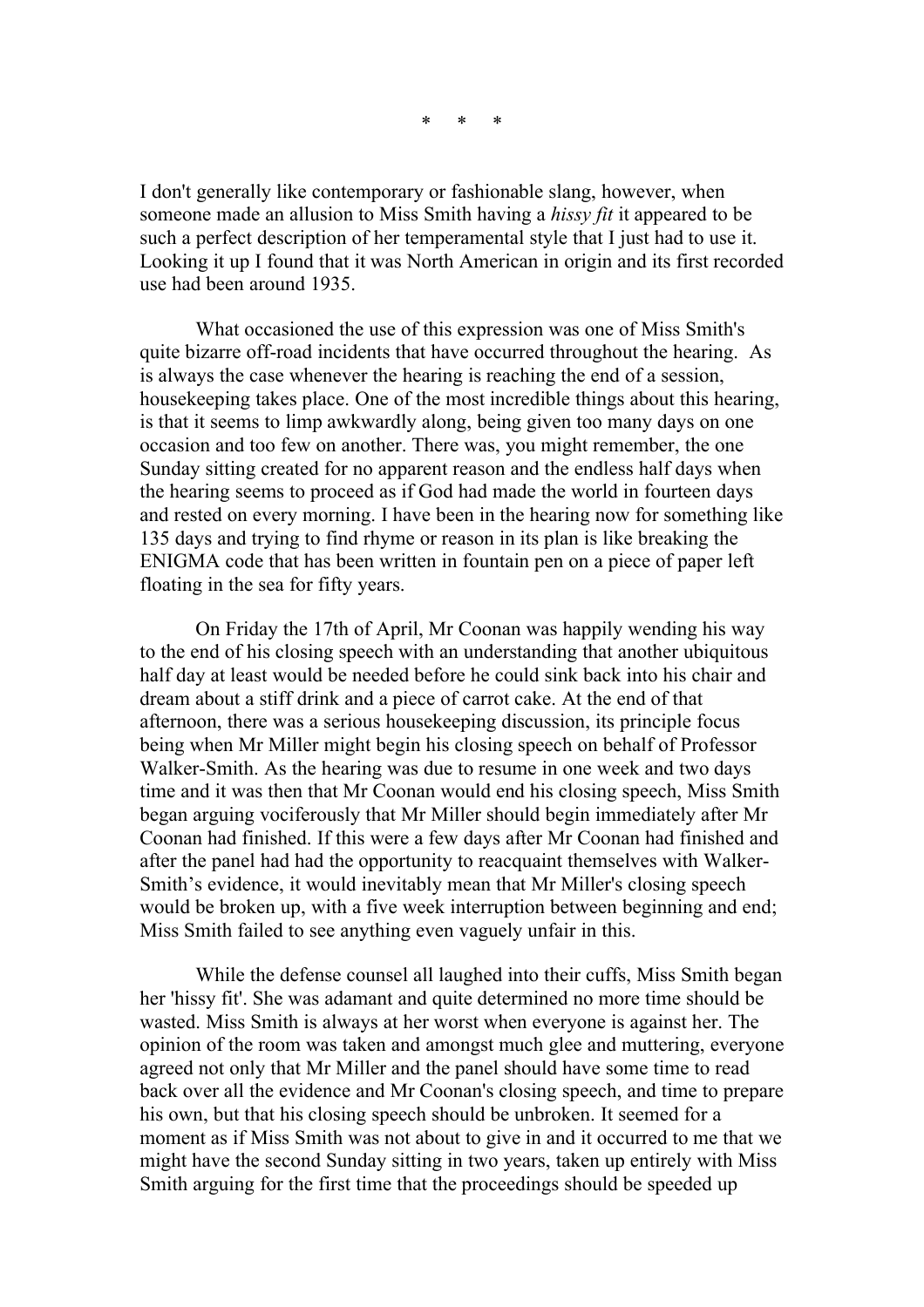\*     \*     \*

I don't generally like contemporary or fashionable slang, however, when someone made an allusion to Miss Smith having a *hissy fit* it appeared to be such a perfect description of her temperamental style that I just had to use it. Looking it up I found that it was North American in origin and its first recorded use had been around 1935.

What occasioned the use of this expression was one of Miss Smith's quite bizarre off-road incidents that have occurred throughout the hearing. As is always the case whenever the hearing is reaching the end of a session, housekeeping takes place. One of the most incredible things about this hearing, is that it seems to limp awkwardly along, being given too many days on one occasion and too few on another. There was, you might remember, the one Sunday sitting created for no apparent reason and the endless half days when the hearing seems to proceed as if God had made the world in fourteen days and rested on every morning. I have been in the hearing now for something like 135 days and trying to find rhyme or reason in its plan is like breaking the ENIGMA code that has been written in fountain pen on a piece of paper left floating in the sea for fifty years.

On Friday the 17th of April, Mr Coonan was happily wending his way to the end of his closing speech with an understanding that another ubiquitous half day at least would be needed before he could sink back into his chair and dream about a stiff drink and a piece of carrot cake. At the end of that afternoon, there was a serious housekeeping discussion, its principle focus being when Mr Miller might begin his closing speech on behalf of Professor Walker-Smith. As the hearing was due to resume in one week and two days time and it was then that Mr Coonan would end his closing speech, Miss Smith began arguing vociferously that Mr Miller should begin immediately after Mr Coonan had finished. If this were a few days after Mr Coonan had finished and after the panel had had the opportunity to reacquaint themselves with Walker-Smith's evidence, it would inevitably mean that Mr Miller's closing speech would be broken up, with a five week interruption between beginning and end; Miss Smith failed to see anything even vaguely unfair in this.

While the defense counsel all laughed into their cuffs, Miss Smith began her 'hissy fit'. She was adamant and quite determined no more time should be wasted. Miss Smith is always at her worst when everyone is against her. The opinion of the room was taken and amongst much glee and muttering, everyone agreed not only that Mr Miller and the panel should have some time to read back over all the evidence and Mr Coonan's closing speech, and time to prepare his own, but that his closing speech should be unbroken. It seemed for a moment as if Miss Smith was not about to give in and it occurred to me that we might have the second Sunday sitting in two years, taken up entirely with Miss Smith arguing for the first time that the proceedings should be speeded up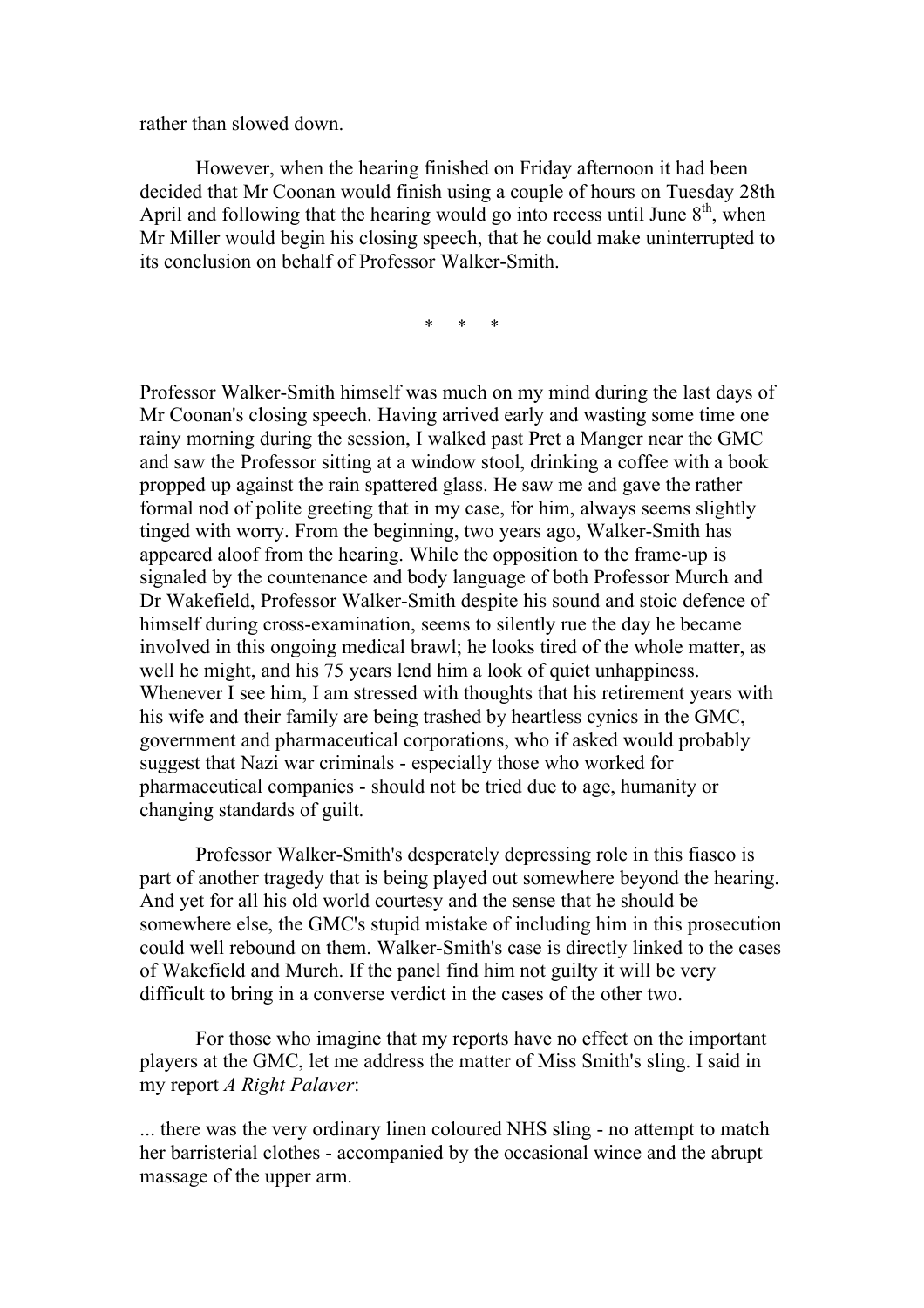rather than slowed down.

However, when the hearing finished on Friday afternoon it had been decided that Mr Coonan would finish using a couple of hours on Tuesday 28th April and following that the hearing would go into recess until June 8th, when Mr Miller would begin his closing speech, that he could make uninterrupted to its conclusion on behalf of Professor Walker-Smith.

\* \* \*

Professor Walker-Smith himself was much on my mind during the last days of Mr Coonan's closing speech. Having arrived early and wasting some time one rainy morning during the session, I walked past Pret a Manger near the GMC and saw the Professor sitting at a window stool, drinking a coffee with a book propped up against the rain spattered glass. He saw me and gave the rather formal nod of polite greeting that in my case, for him, always seems slightly tinged with worry. From the beginning, two years ago, Walker-Smith has appeared aloof from the hearing. While the opposition to the frame-up is signaled by the countenance and body language of both Professor Murch and Dr Wakefield, Professor Walker-Smith despite his sound and stoic defence of himself during cross-examination, seems to silently rue the day he became involved in this ongoing medical brawl; he looks tired of the whole matter, as well he might, and his 75 years lend him a look of quiet unhappiness. Whenever I see him, I am stressed with thoughts that his retirement years with his wife and their family are being trashed by heartless cynics in the GMC, government and pharmaceutical corporations, who if asked would probably suggest that Nazi war criminals - especially those who worked for pharmaceutical companies - should not be tried due to age, humanity or changing standards of guilt.

Professor Walker-Smith's desperately depressing role in this fiasco is part of another tragedy that is being played out somewhere beyond the hearing. And yet for all his old world courtesy and the sense that he should be somewhere else, the GMC's stupid mistake of including him in this prosecution could well rebound on them. Walker-Smith's case is directly linked to the cases of Wakefield and Murch. If the panel find him not guilty it will be very difficult to bring in a converse verdict in the cases of the other two.

For those who imagine that my reports have no effect on the important players at the GMC, let me address the matter of Miss Smith's sling. I said in my report *A Right Palaver*:

... there was the very ordinary linen coloured NHS sling - no attempt to match her barristerial clothes - accompanied by the occasional wince and the abrupt massage of the upper arm.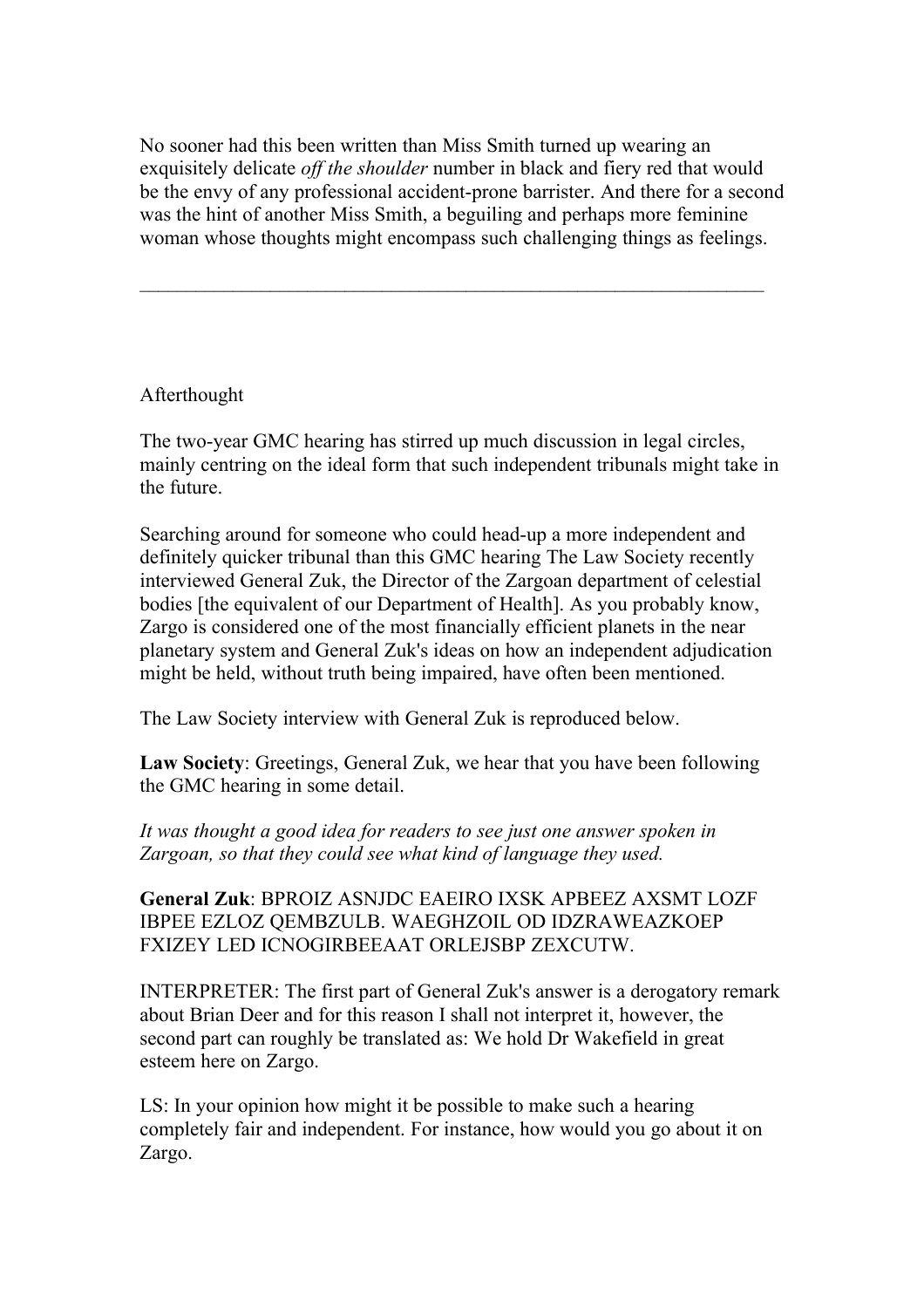No sooner had this been written than Miss Smith turned up wearing an exquisitely delicate *off the shoulder* number in black and fiery red that would be the envy of any professional accident-prone barrister. And there for a second was the hint of another Miss Smith, a beguiling and perhaps more feminine woman whose thoughts might encompass such challenging things as feelings.

---

Afterthought

The two-year GMC hearing has stirred up much discussion in legal circles, mainly centring on the ideal form that such independent tribunals might take in the future.

Searching around for someone who could head-up a more independent and definitely quicker tribunal than this GMC hearing The Law Society recently interviewed General Zuk, the Director of the Zargoan department of celestial bodies [the equivalent of our Department of Health]. As you probably know, Zargo is considered one of the most financially efficient planets in the near planetary system and General Zuk's ideas on how an independent adjudication might be held, without truth being impaired, have often been mentioned.

The Law Society interview with General Zuk is reproduced below.

**Law Society**: Greetings, General Zuk, we hear that you have been following the GMC hearing in some detail.

*It was thought a good idea for readers to see just one answer spoken in Zargoan, so that they could see what kind of language they used.*

**General Zuk**: BPROIZ ASNJDC EAEIRO IXSK APBEEZ AXSMT LOZF IBPEE EZLOZ QEMBZULB. WAEGHZOIL OD IDZRAWEAZKOEP FXIZEY LED ICNOGIRBEEAAT ORLEJSBP ZEXCUTW.

INTERPRETER: The first part of General Zuk's answer is a derogatory remark about Brian Deer and for this reason I shall not interpret it, however, the second part can roughly be translated as: We hold Dr Wakefield in great esteem here on Zargo.

LS: In your opinion how might it be possible to make such a hearing completely fair and independent. For instance, how would you go about it on Zargo.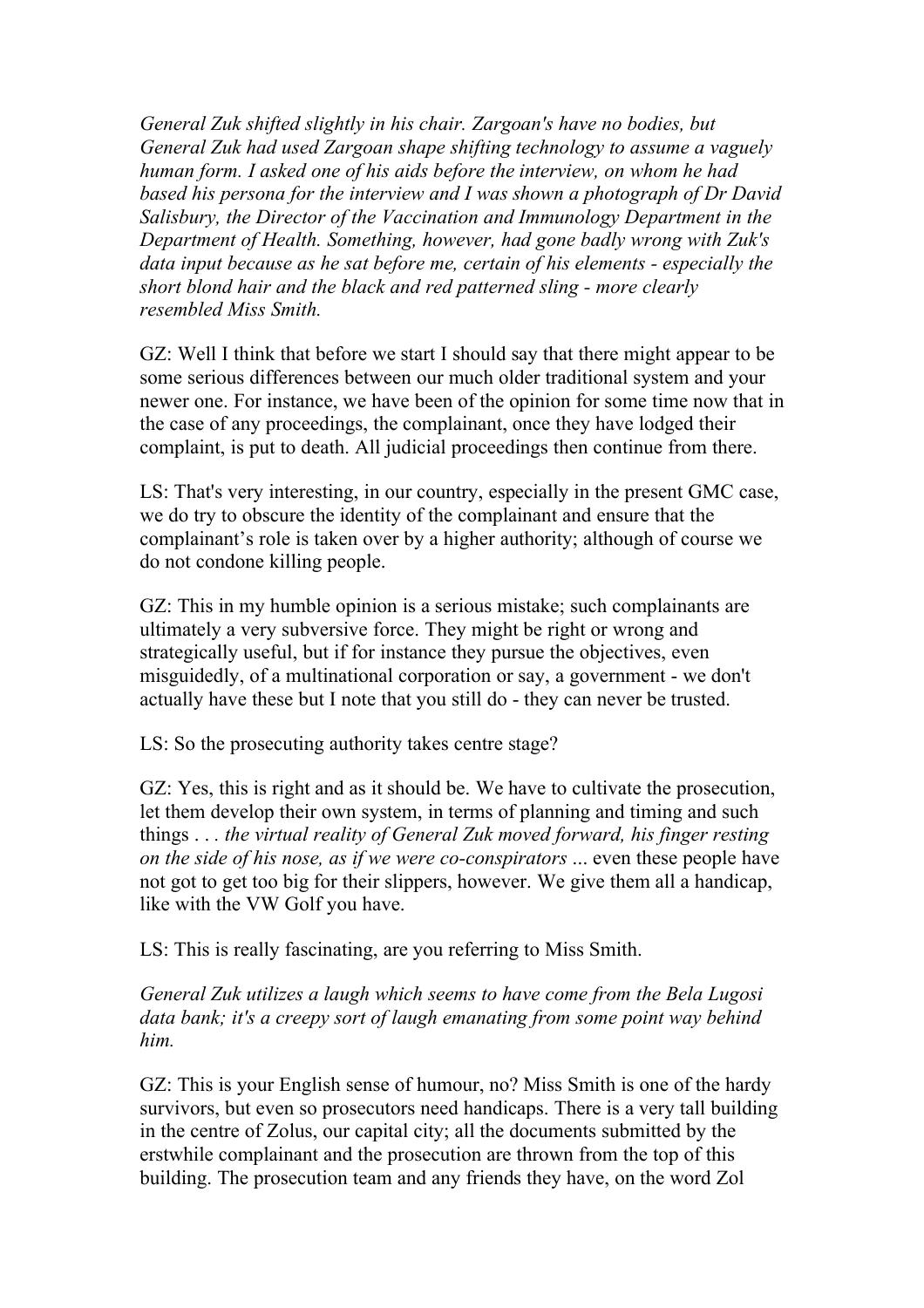*General Zuk shifted slightly in his chair. Zargoan's have no bodies, but General Zuk had used Zargoan shape shifting technology to assume a vaguely human form. I asked one of his aids before the interview, on whom he had based his persona for the interview and I was shown a photograph of Dr David Salisbury, the Director of the Vaccination and Immunology Department in the Department of Health. Something, however, had gone badly wrong with Zuk's data input because as he sat before me, certain of his elements - especially the short blond hair and the black and red patterned sling - more clearly resembled Miss Smith.*

GZ: Well I think that before we start I should say that there might appear to be some serious differences between our much older traditional system and your newer one. For instance, we have been of the opinion for some time now that in the case of any proceedings, the complainant, once they have lodged their complaint, is put to death. All judicial proceedings then continue from there.

LS: That's very interesting, in our country, especially in the present GMC case, we do try to obscure the identity of the complainant and ensure that the complainant's role is taken over by a higher authority; although of course we do not condone killing people.

GZ: This in my humble opinion is a serious mistake; such complainants are ultimately a very subversive force. They might be right or wrong and strategically useful, but if for instance they pursue the objectives, even misguidedly, of a multinational corporation or say, a government - we don't actually have these but I note that you still do - they can never be trusted.

LS: So the prosecuting authority takes centre stage?

GZ: Yes, this is right and as it should be. We have to cultivate the prosecution, let them develop their own system, in terms of planning and timing and such things . . . *the virtual reality of General Zuk moved forward, his finger resting on the side of his nose, as if we were co-conspirators ...* even these people have not got to get too big for their slippers, however. We give them all a handicap, like with the VW Golf you have.

LS: This is really fascinating, are you referring to Miss Smith.

*General Zuk utilizes a laugh which seems to have come from the Bela Lugosi data bank; it's a creepy sort of laugh emanating from some point way behind him.*

GZ: This is your English sense of humour, no? Miss Smith is one of the hardy survivors, but even so prosecutors need handicaps. There is a very tall building in the centre of Zolus, our capital city; all the documents submitted by the erstwhile complainant and the prosecution are thrown from the top of this building. The prosecution team and any friends they have, on the word Zol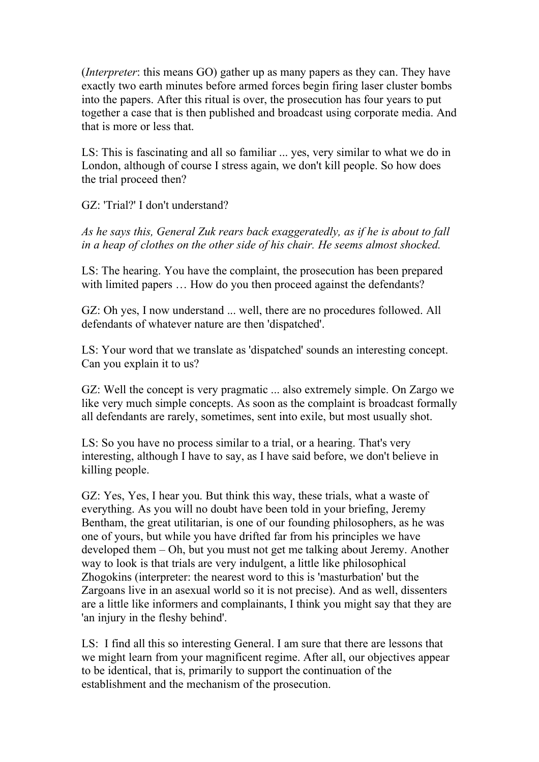(*Interpreter*: this means GO) gather up as many papers as they can. They have exactly two earth minutes before armed forces begin firing laser cluster bombs into the papers. After this ritual is over, the prosecution has four years to put together a case that is then published and broadcast using corporate media. And that is more or less that.

LS: This is fascinating and all so familiar ... yes, very similar to what we do in London, although of course I stress again, we don't kill people. So how does the trial proceed then?

GZ: 'Trial?' I don't understand?

*As he says this, General Zuk rears back exaggeratedly, as if he is about to fall in a heap of clothes on the other side of his chair. He seems almost shocked.*

LS: The hearing. You have the complaint, the prosecution has been prepared with limited papers … How do you then proceed against the defendants?

GZ: Oh yes, I now understand ... well, there are no procedures followed. All defendants of whatever nature are then 'dispatched'.

LS: Your word that we translate as 'dispatched' sounds an interesting concept. Can you explain it to us?

GZ: Well the concept is very pragmatic ... also extremely simple. On Zargo we like very much simple concepts. As soon as the complaint is broadcast formally all defendants are rarely, sometimes, sent into exile, but most usually shot.

LS: So you have no process similar to a trial, or a hearing. That's very interesting, although I have to say, as I have said before, we don't believe in killing people.

GZ: Yes, Yes, I hear you. But think this way, these trials, what a waste of everything. As you will no doubt have been told in your briefing, Jeremy Bentham, the great utilitarian, is one of our founding philosophers, as he was one of yours, but while you have drifted far from his principles we have developed them – Oh, but you must not get me talking about Jeremy. Another way to look is that trials are very indulgent, a little like philosophical Zhogokins (interpreter: the nearest word to this is 'masturbation' but the Zargoans live in an asexual world so it is not precise). And as well, dissenters are a little like informers and complainants, I think you might say that they are 'an injury in the fleshy behind'.

LS: I find all this so interesting General. I am sure that there are lessons that we might learn from your magnificent regime. After all, our objectives appear to be identical, that is, primarily to support the continuation of the establishment and the mechanism of the prosecution.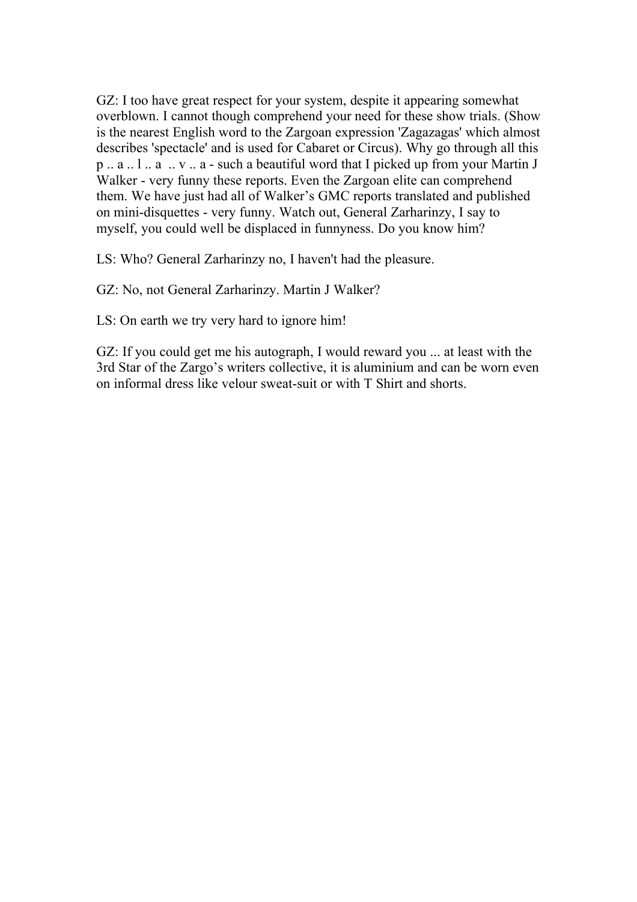GZ: I too have great respect for your system, despite it appearing somewhat overblown. I cannot though comprehend your need for these show trials. (Show is the nearest English word to the Zargoan expression 'Zagazagas' which almost describes 'spectacle' and is used for Cabaret or Circus). Why go through all this p .. a .. l .. a .. v .. a - such a beautiful word that I picked up from your Martin J Walker - very funny these reports. Even the Zargoan elite can comprehend them. We have just had all of Walker's GMC reports translated and published on mini-disquettes - very funny. Watch out, General Zarharinzy, I say to myself, you could well be displaced in funnyness. Do you know him?

LS: Who? General Zarharinzy no, I haven't had the pleasure.

GZ: No, not General Zarharinzy. Martin J Walker?

LS: On earth we try very hard to ignore him!

GZ: If you could get me his autograph, I would reward you ... at least with the 3rd Star of the Zargo's writers collective, it is aluminium and can be worn even on informal dress like velour sweat-suit or with T Shirt and shorts.